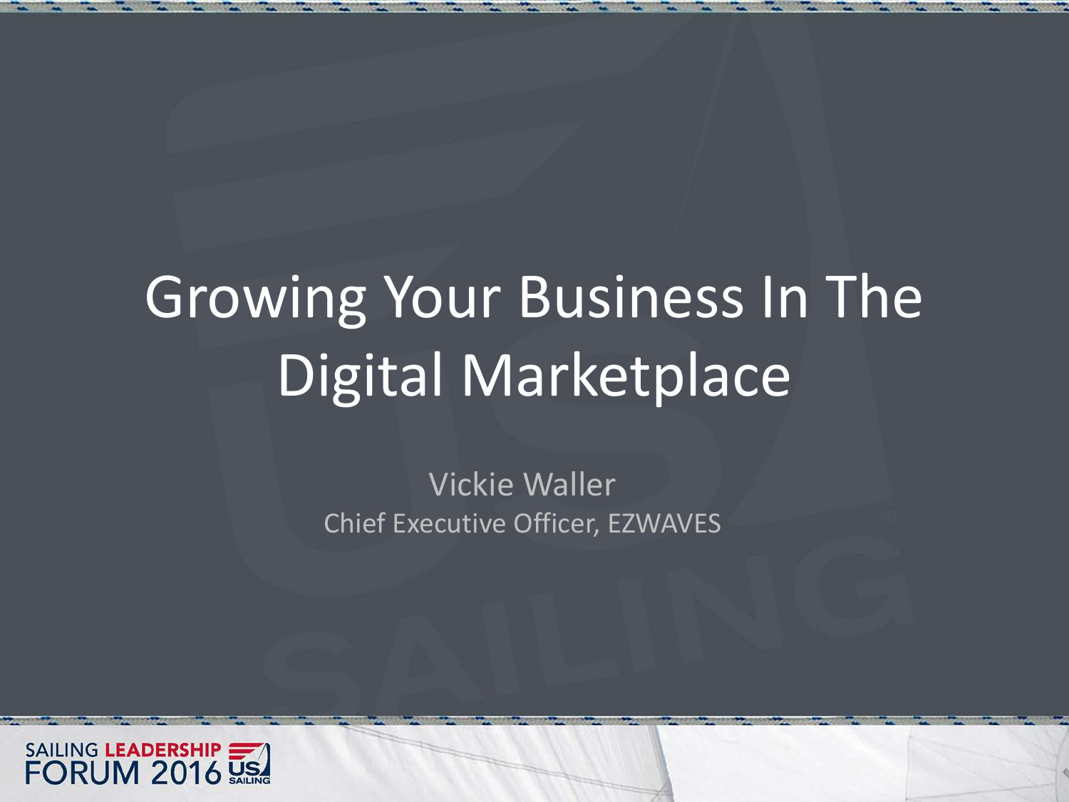# Growing Your Business In The Digital Marketplace

Vickie Waller

Chief Executive Officer, EZWAVES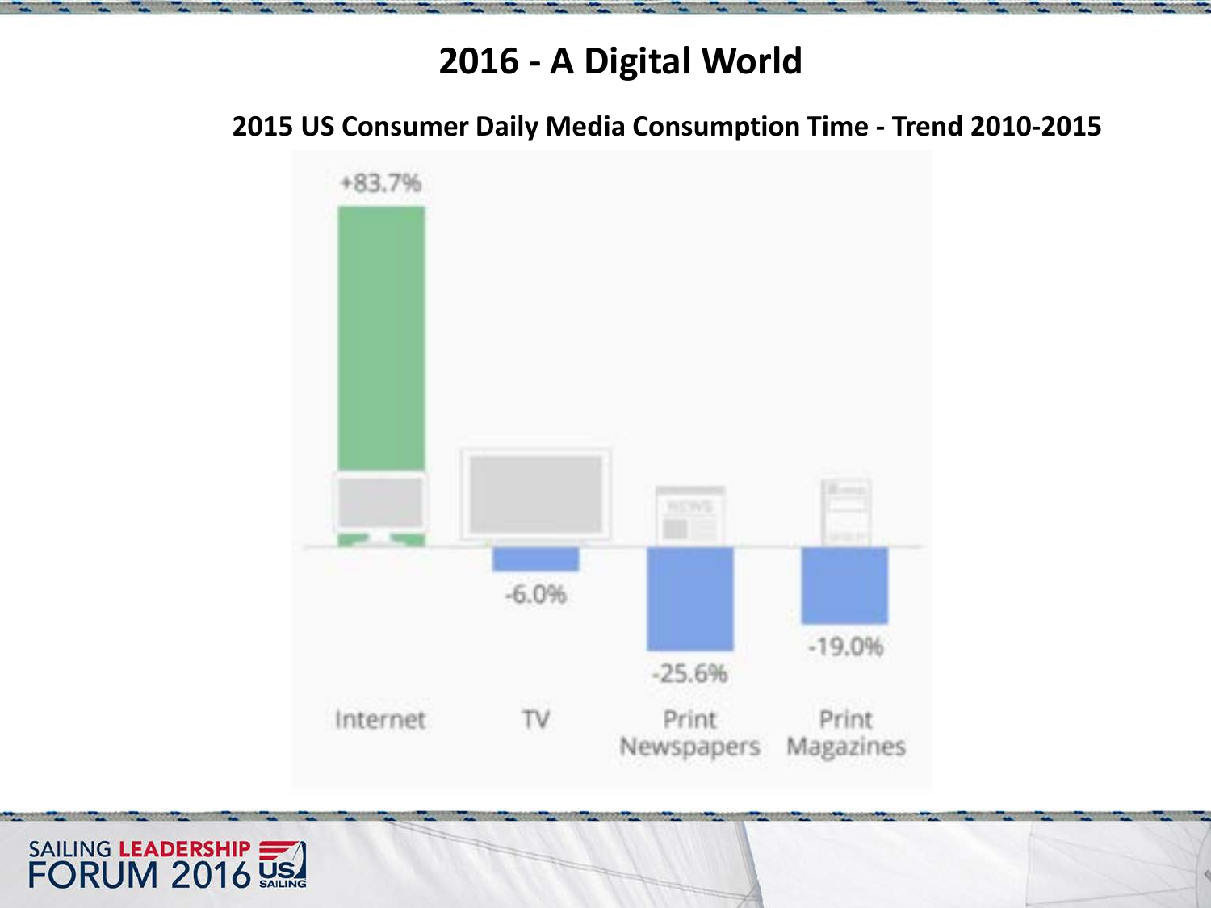# 2016 - A Digital World

## 2015 US Consumer Daily Media Consumption Time - Trend 2010-2015

| Internet | TV | Print Newspapers | Print Magazines |
|---|---|---|---|
| +83.7% | -6.0% | -25.6% | -19.0% |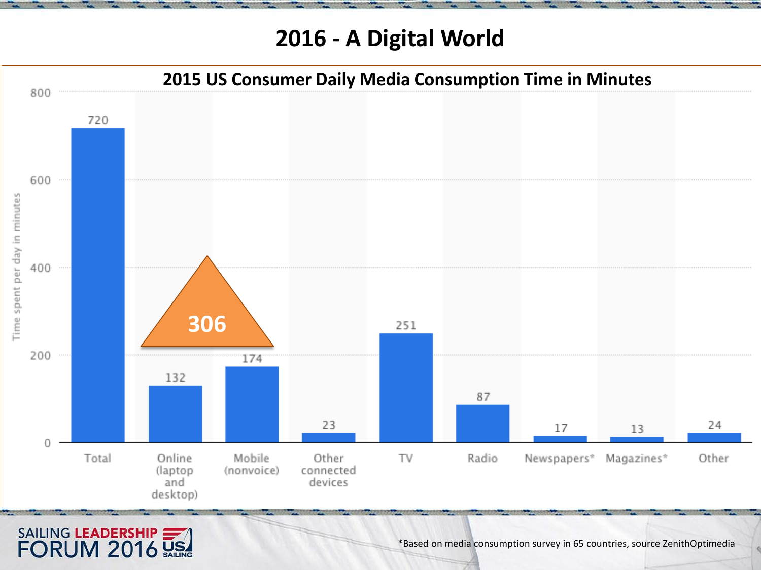# 2016 - A Digital World

## 2015 US Consumer Daily Media Consumption Time in Minutes

| Category | Time spent per day in minutes |
|---|---|
| Total | 720 |
| Online (laptop and desktop) | 132 |
| Mobile (nonvoice) | 174 |
| Other connected devices | 23 |
| TV | 251 |
| Radio | 87 |
| Newspapers* | 17 |
| Magazines* | 13 |
| Other | 24 |

306

*Based on media consumption survey in 65 countries, source ZenithOptimedia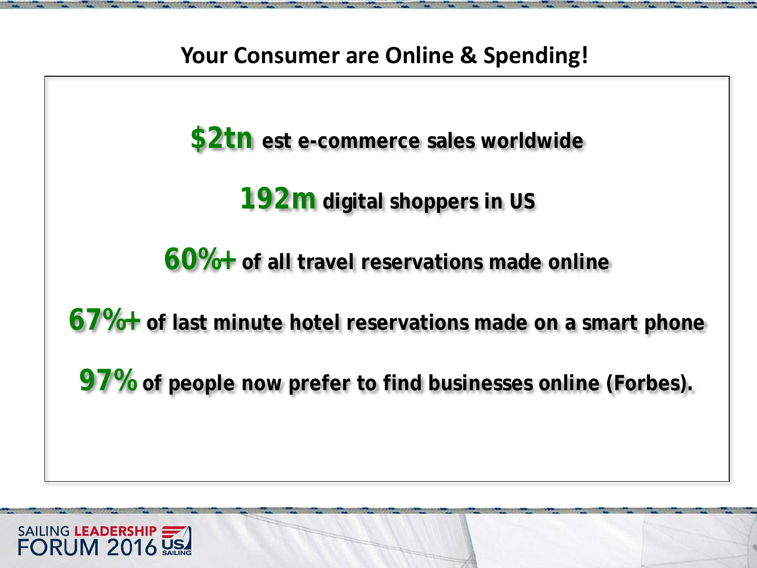# Your Consumer are Online & Spending!

**$2tn** est e-commerce sales worldwide

**192m** digital shoppers in US

**60%+** of all travel reservations made online

**67%+** of last minute hotel reservations made on a smart phone

**97%** of people now prefer to find businesses online (Forbes).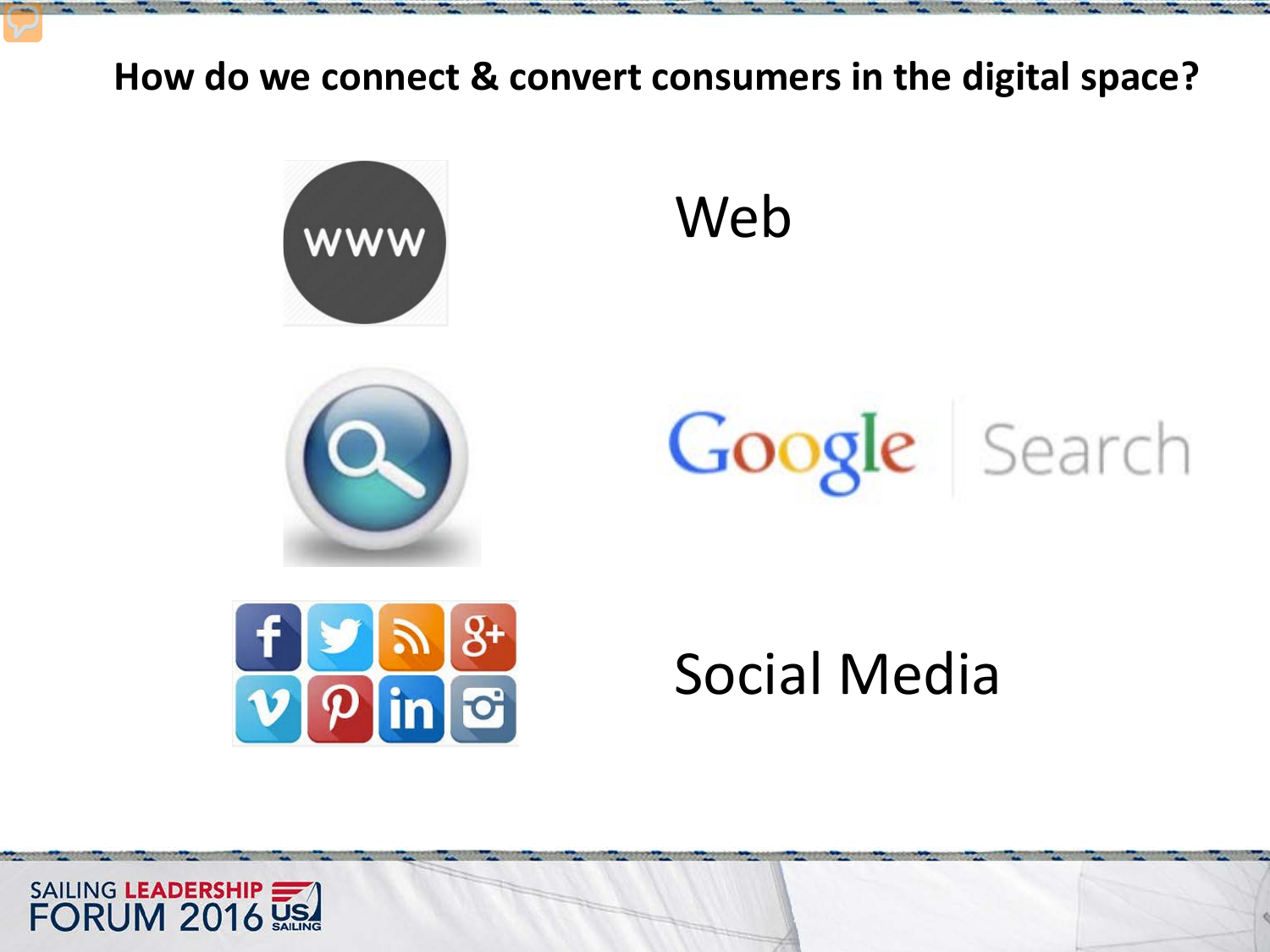## How do we connect & convert consumers in the digital space?

Web

Google Search

Social Media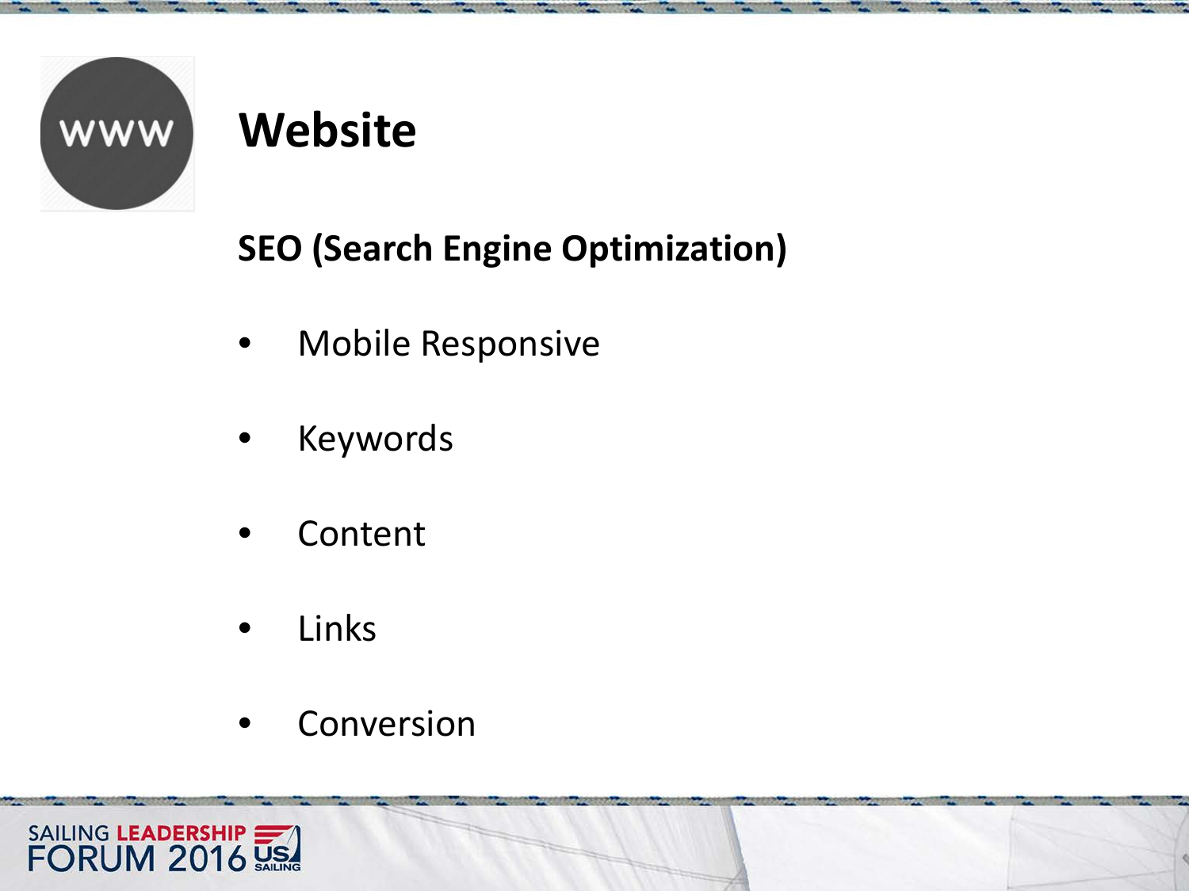# Website

**SEO (Search Engine Optimization)**

- Mobile Responsive
- Keywords
- Content
- Links
- Conversion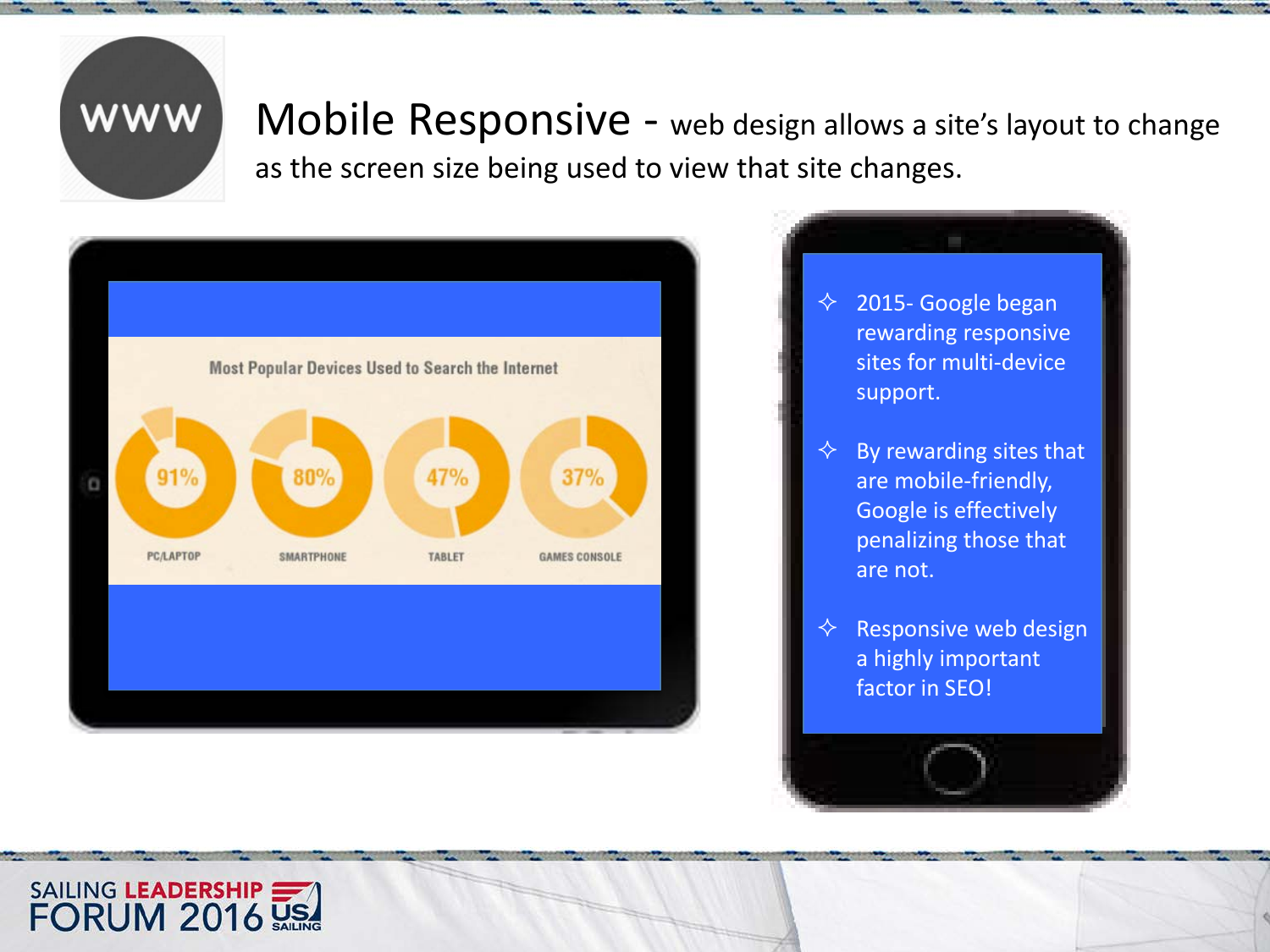# Mobile Responsive - web design allows a site's layout to change as the screen size being used to view that site changes.

**Most Popular Devices Used to Search the Internet**

| PC/LAPTOP | SMARTPHONE | TABLET | GAMES CONSOLE |
|---|---|---|---|
| 91% | 80% | 47% | 37% |

- 2015- Google began rewarding responsive sites for multi-device support.
- By rewarding sites that are mobile-friendly, Google is effectively penalizing those that are not.
- Responsive web design a highly important factor in SEO!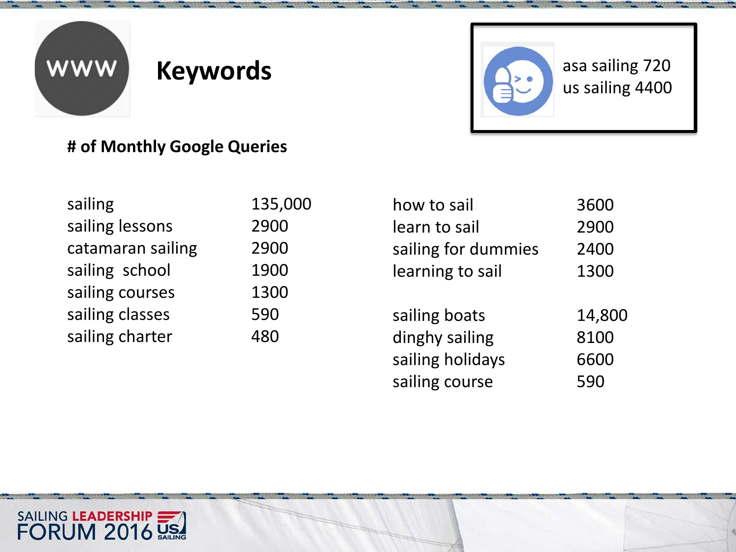# Keywords

asa sailing 720
us sailing 4400

**# of Monthly Google Queries**

| Keyword | Queries |
| --- | --- |
| sailing | 135,000 |
| sailing lessons | 2900 |
| catamaran sailing | 2900 |
| sailing school | 1900 |
| sailing courses | 1300 |
| sailing classes | 590 |
| sailing charter | 480 |

| Keyword | Queries |
| --- | --- |
| how to sail | 3600 |
| learn to sail | 2900 |
| sailing for dummies | 2400 |
| learning to sail | 1300 |

| Keyword | Queries |
| --- | --- |
| sailing boats | 14,800 |
| dinghy sailing | 8100 |
| sailing holidays | 6600 |
| sailing course | 590 |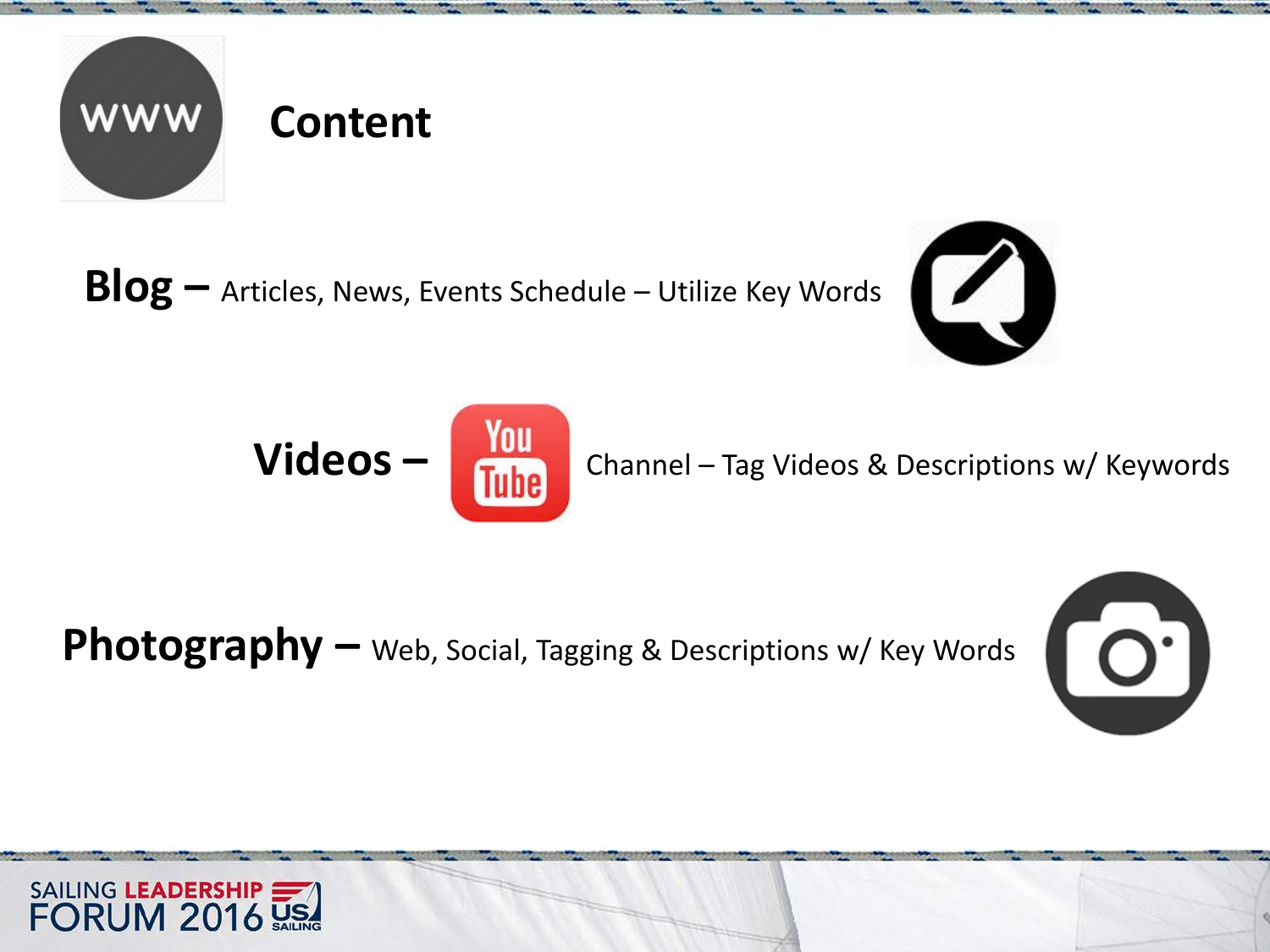# Content

**Blog –** Articles, News, Events Schedule – Utilize Key Words

**Videos –** Channel – Tag Videos & Descriptions w/ Keywords

**Photography –** Web, Social, Tagging & Descriptions w/ Key Words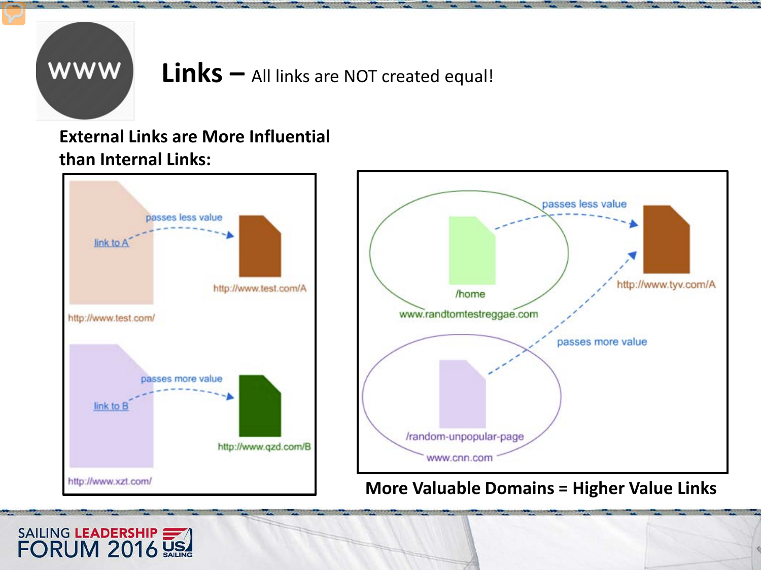# Links – All links are NOT created equal!

**External Links are More Influential than Internal Links:**

passes less value

link to A

http://www.test.com/A

http://www.test.com/

passes more value

link to B

http://www.qzd.com/B

http://www.xzt.com/

passes less value

/home

www.randtomtestreggae.com

http://www.tyv.com/A

passes more value

/random-unpopular-page

www.cnn.com

**More Valuable Domains = Higher Value Links**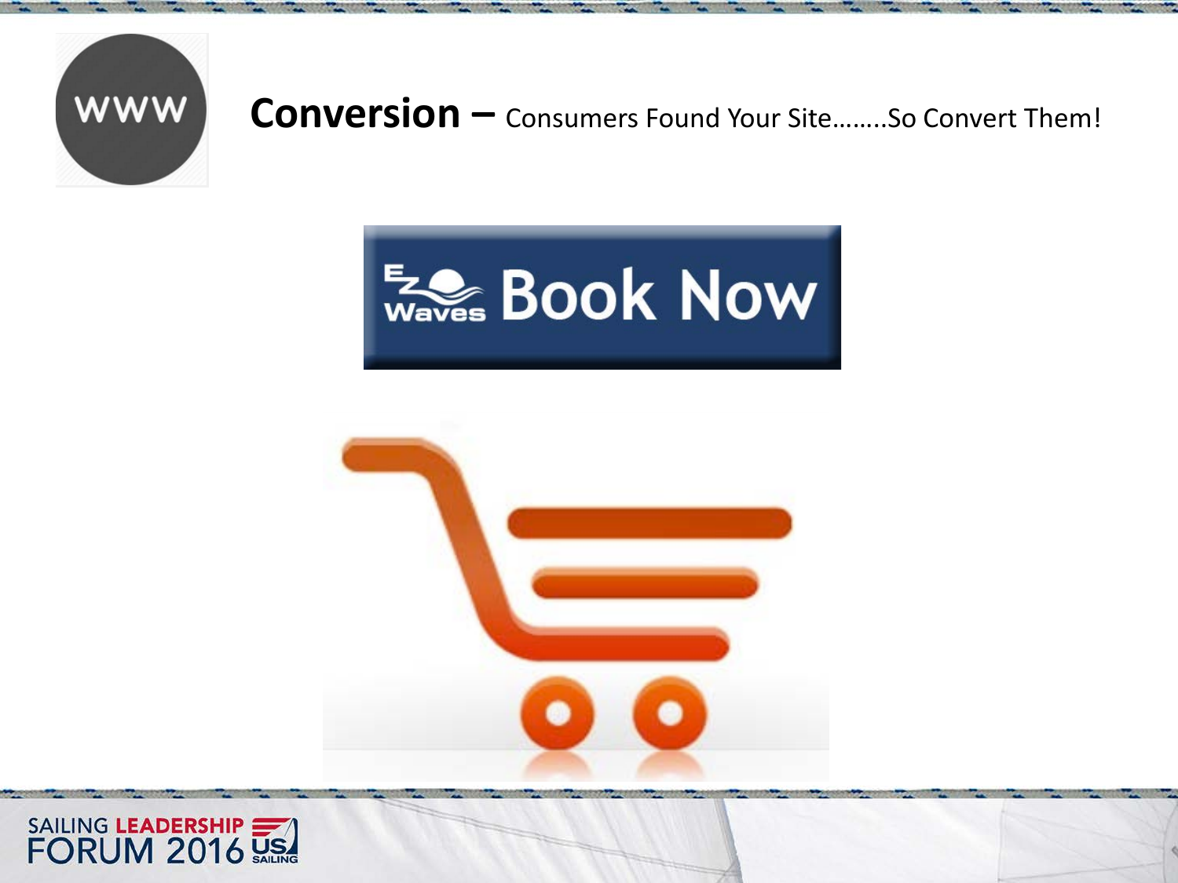# **Conversion –** Consumers Found Your Site……..So Convert Them!

E-Z Waves Book Now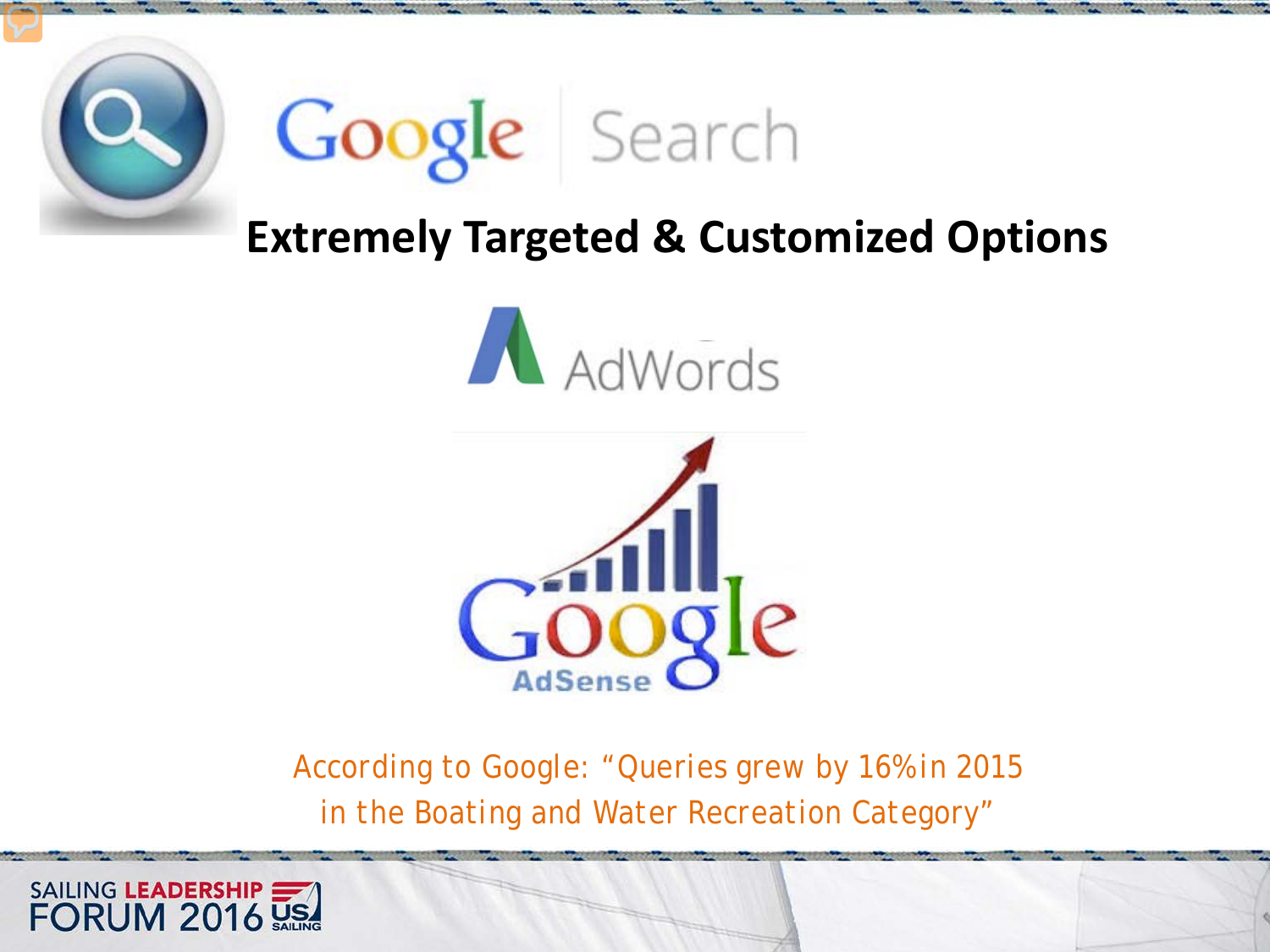Google | Search

# Extremely Targeted & Customized Options

AdWords

Google AdSense

According to Google: "Queries grew by 16% in 2015 in the Boating and Water Recreation Category"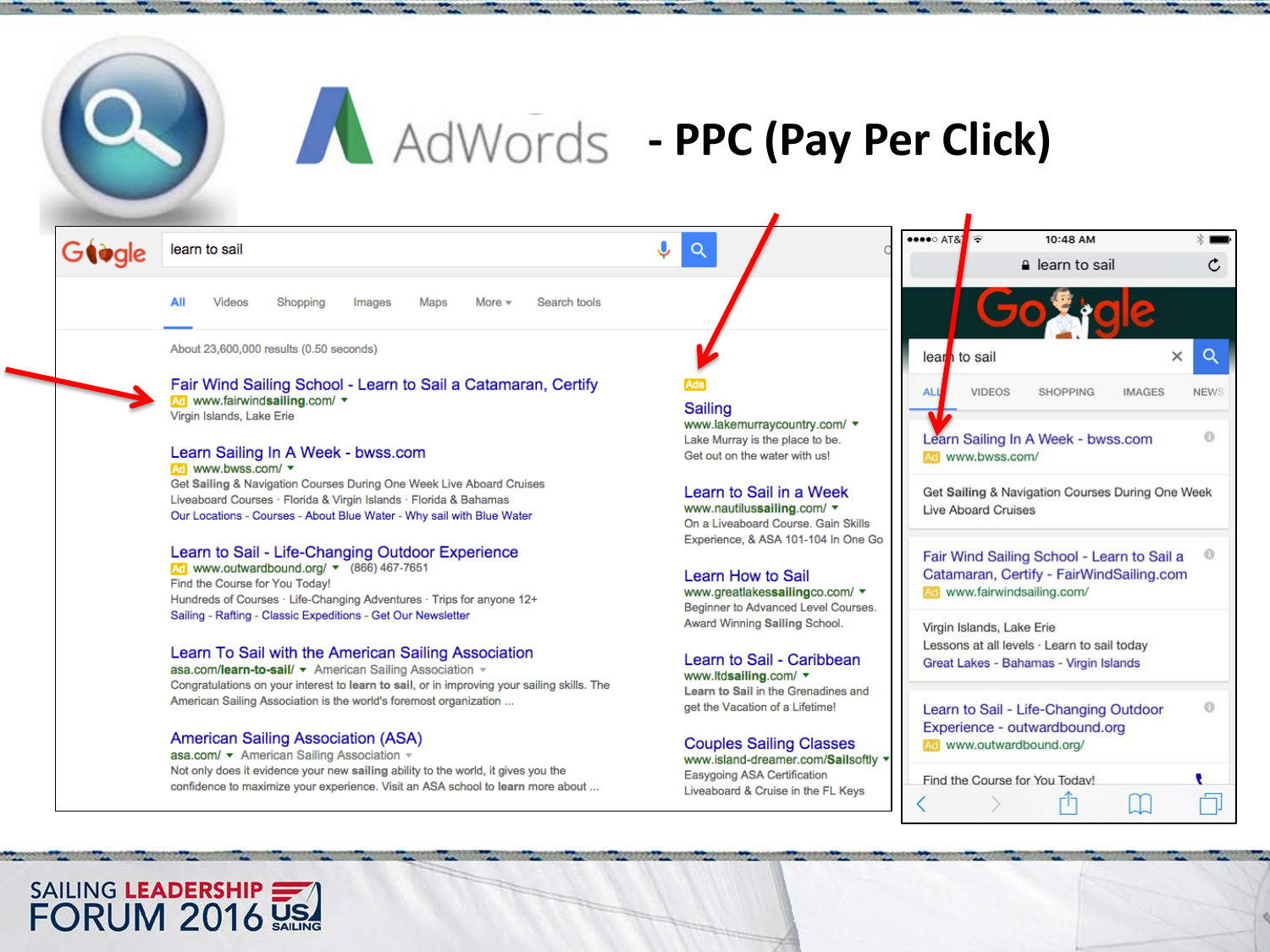# AdWords - PPC (Pay Per Click)

learn to sail

All · Videos · Shopping · Images · Maps · More · Search tools

About 23,600,000 results (0.50 seconds)

**Fair Wind Sailing School - Learn to Sail a Catamaran, Certify**
Ad www.fairwindsailing.com/
Virgin Islands, Lake Erie

**Learn Sailing In A Week - bwss.com**
Ad www.bwss.com/
Get Sailing & Navigation Courses During One Week Live Aboard Cruises
Liveaboard Courses · Florida & Virgin Islands · Florida & Bahamas
Our Locations - Courses - About Blue Water - Why sail with Blue Water

**Learn to Sail - Life-Changing Outdoor Experience**
Ad www.outwardbound.org/ (866) 467-7651
Find the Course for You Today!
Hundreds of Courses · Life-Changing Adventures · Trips for anyone 12+
Sailing - Rafting - Classic Expeditions - Get Our Newsletter

**Learn To Sail with the American Sailing Association**
asa.com/learn-to-sail/ American Sailing Association
Congratulations on your interest to learn to sail, or in improving your sailing skills. The American Sailing Association is the world's foremost organization ...

**American Sailing Association (ASA)**
asa.com/ American Sailing Association
Not only does it evidence your new sailing ability to the world, it gives you the confidence to maximize your experience. Visit an ASA school to learn more about ...

Ads

**Sailing**
www.lakemurraycountry.com/
Lake Murray is the place to be.
Get out on the water with us!

**Learn to Sail in a Week**
www.nautilussailing.com/
On a Liveaboard Course. Gain Skills
Experience, & ASA 101-104 In One Go

**Learn How to Sail**
www.greatlakessailingco.com/
Beginner to Advanced Level Courses.
Award Winning Sailing School.

**Learn to Sail - Caribbean**
www.ltdsailing.com/
Learn to Sail in the Grenadines and get the Vacation of a Lifetime!

**Couples Sailing Classes**
www.island-dreamer.com/Sailsoftly
Easygoing ASA Certification
Liveaboard & Cruise in the FL Keys

---

AT&T 10:48 AM

learn to sail

ALL · VIDEOS · SHOPPING · IMAGES · NEWS

**Learn Sailing In A Week - bwss.com**
Ad www.bwss.com/
Get Sailing & Navigation Courses During One Week Live Aboard Cruises

**Fair Wind Sailing School - Learn to Sail a Catamaran, Certify - FairWindSailing.com**
Ad www.fairwindsailing.com/
Virgin Islands, Lake Erie
Lessons at all levels · Learn to sail today
Great Lakes - Bahamas - Virgin Islands

**Learn to Sail - Life-Changing Outdoor Experience - outwardbound.org**
Ad www.outwardbound.org/
Find the Course for You Today!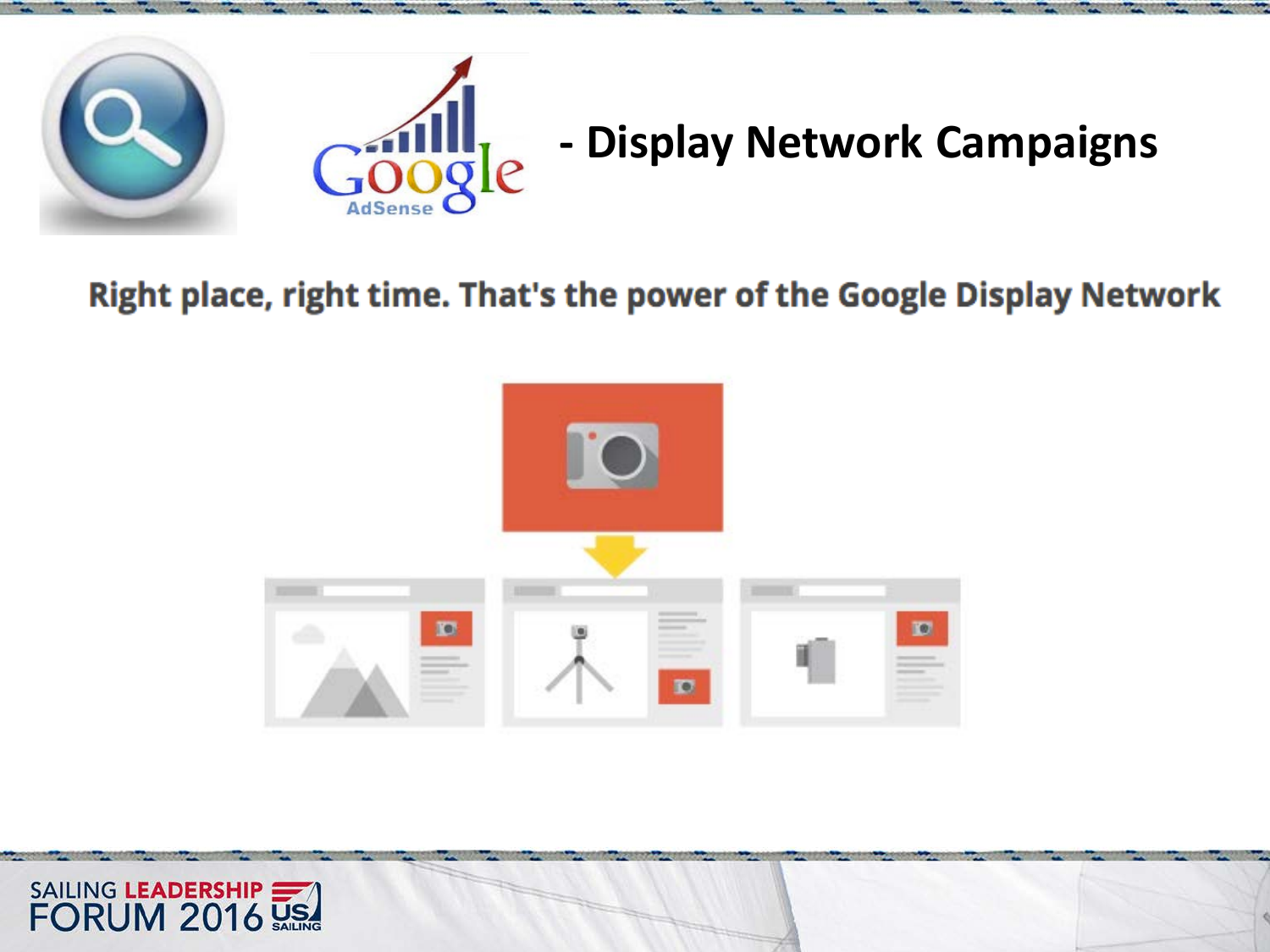## - Display Network Campaigns

Right place, right time. That's the power of the Google Display Network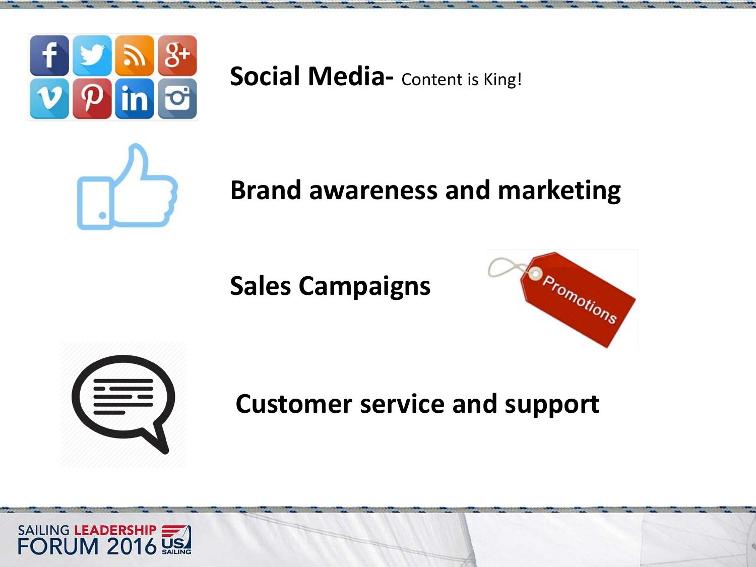**Social Media-** Content is King!

**Brand awareness and marketing**

**Sales Campaigns**

Promotions

**Customer service and support**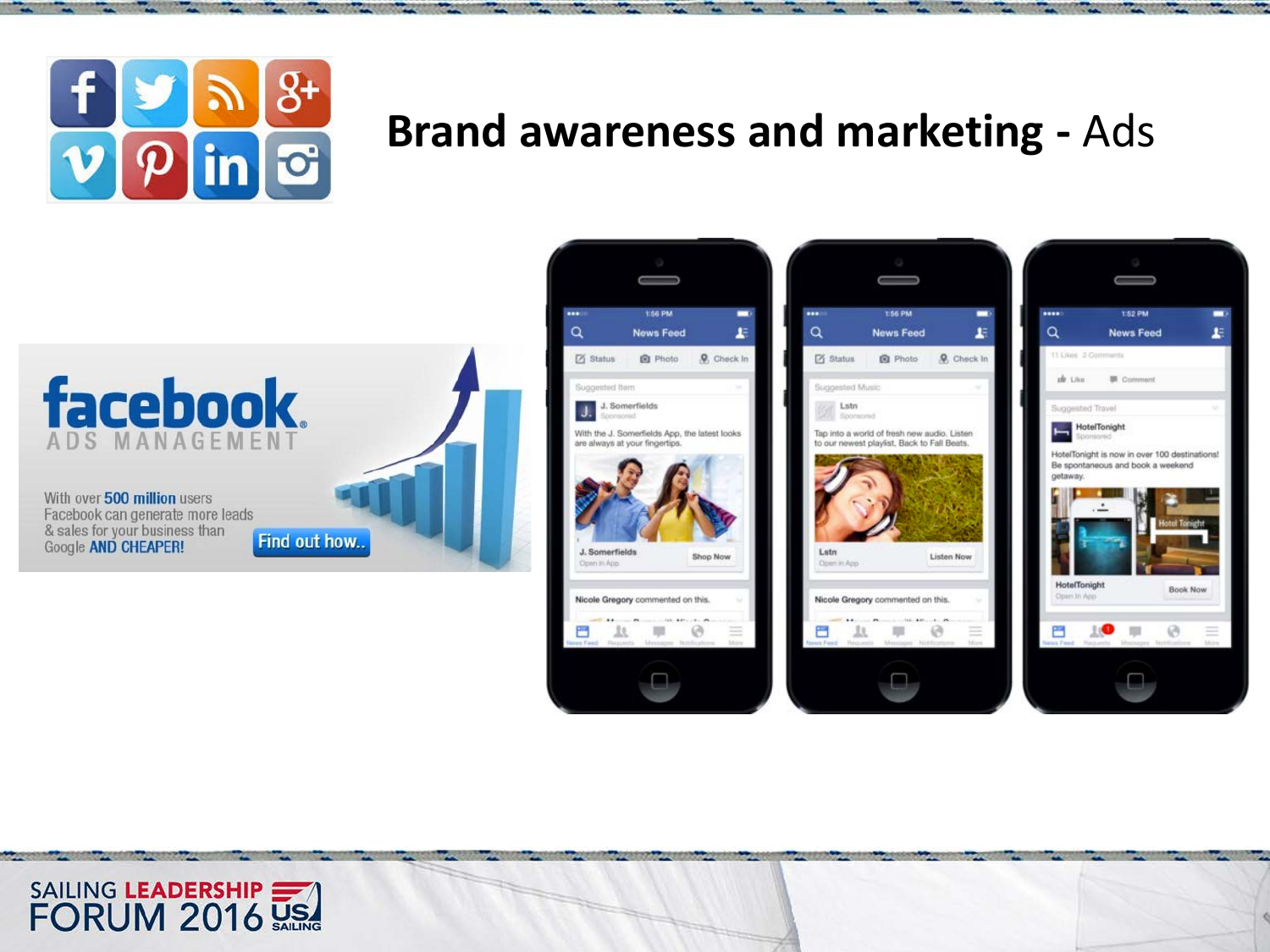# **Brand awareness and marketing -** Ads

facebook
ADS MANAGEMENT

With over 500 million users Facebook can generate more leads & sales for your business than Google AND CHEAPER!

Find out how..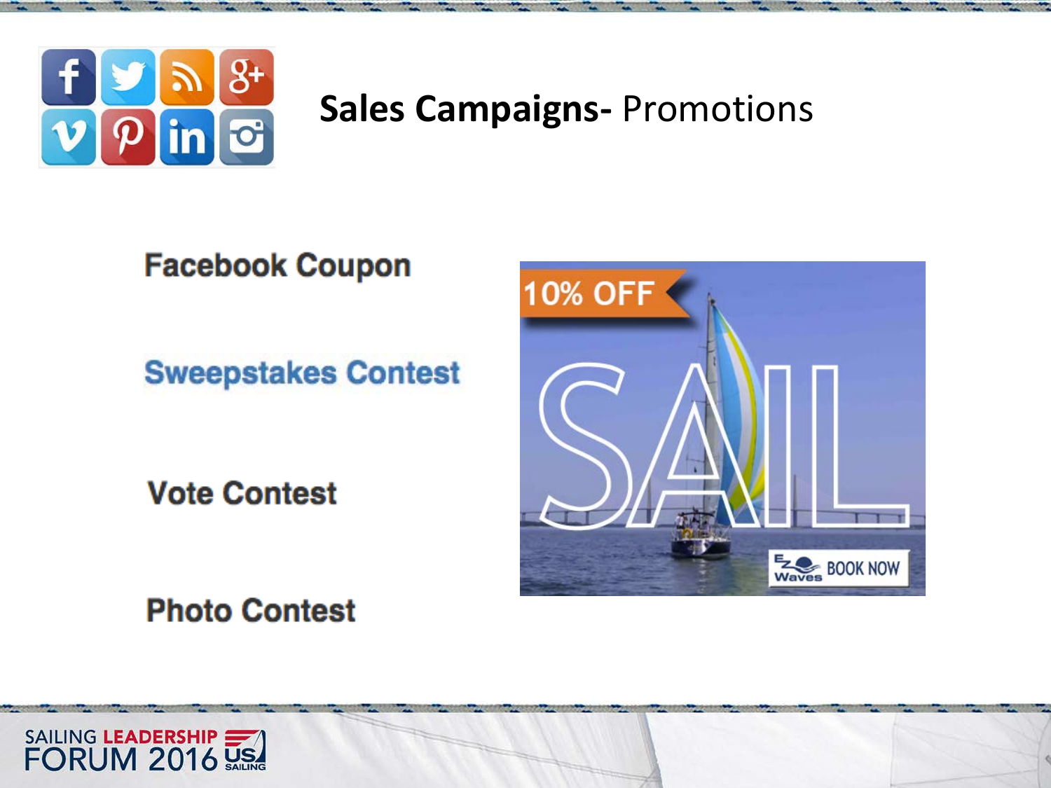# **Sales Campaigns-** Promotions

Facebook Coupon

Sweepstakes Contest

Vote Contest

Photo Contest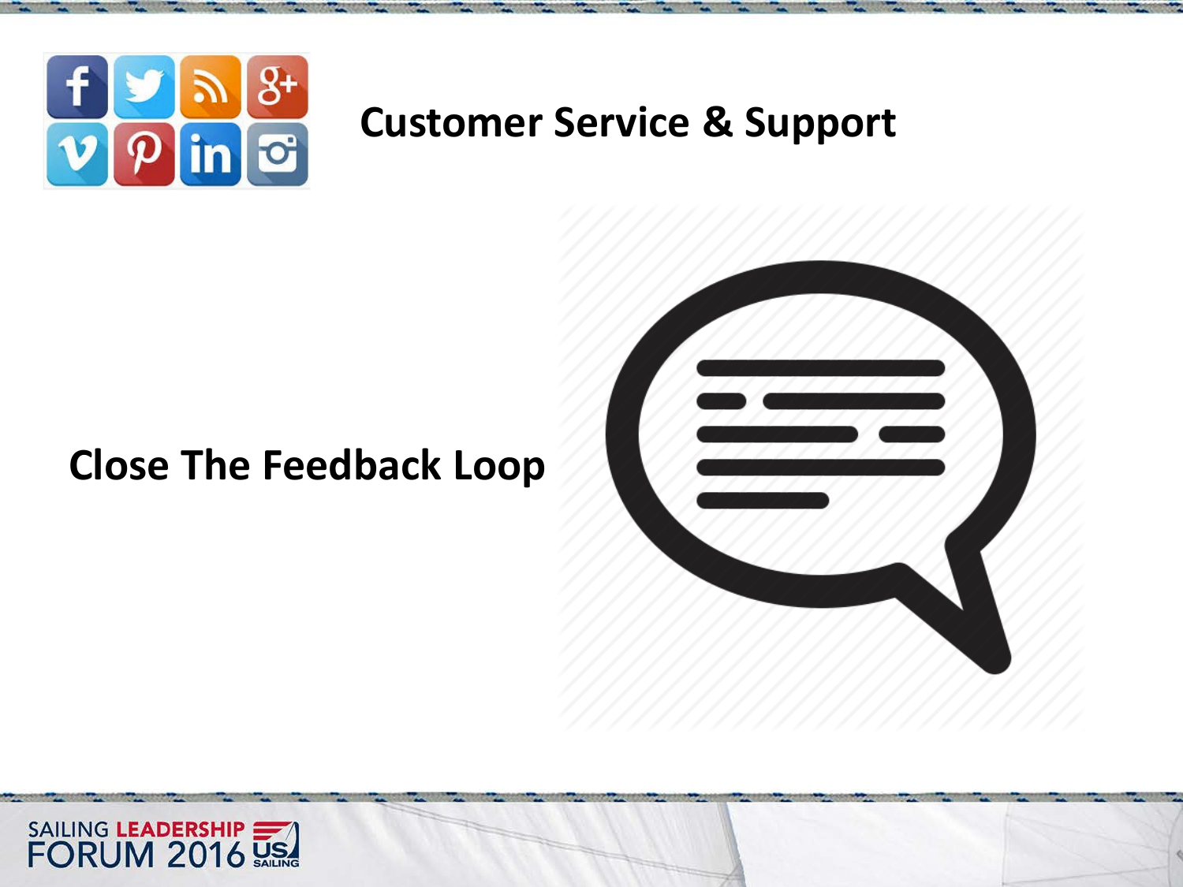# Customer Service & Support

Close The Feedback Loop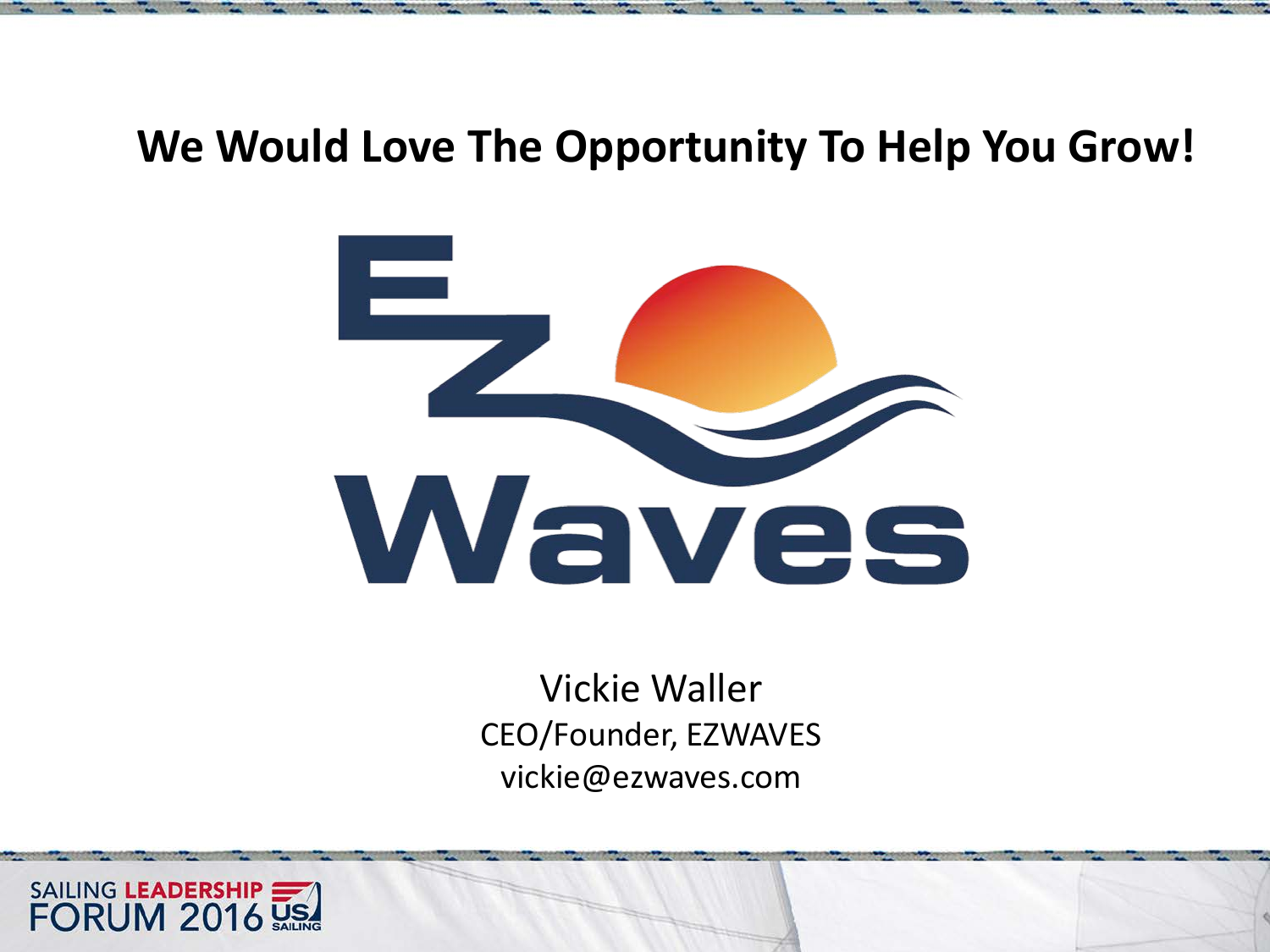# We Would Love The Opportunity To Help You Grow!

EZ Waves

Vickie Waller

CEO/Founder, EZWAVES

vickie@ezwaves.com